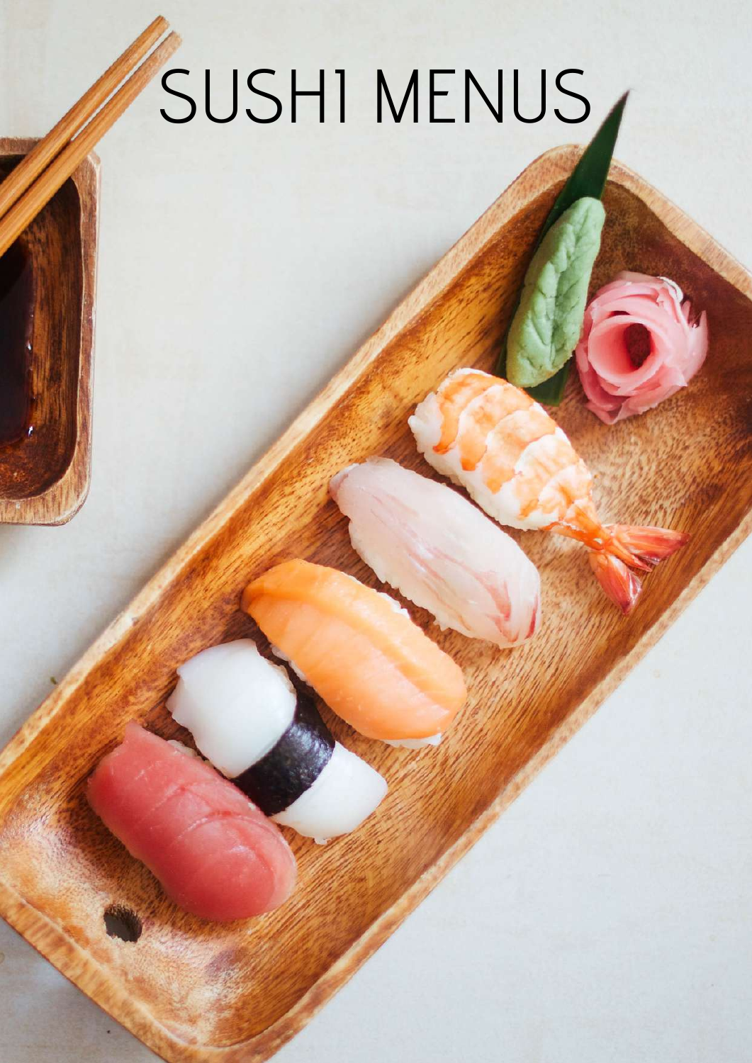# SUSHI MENUS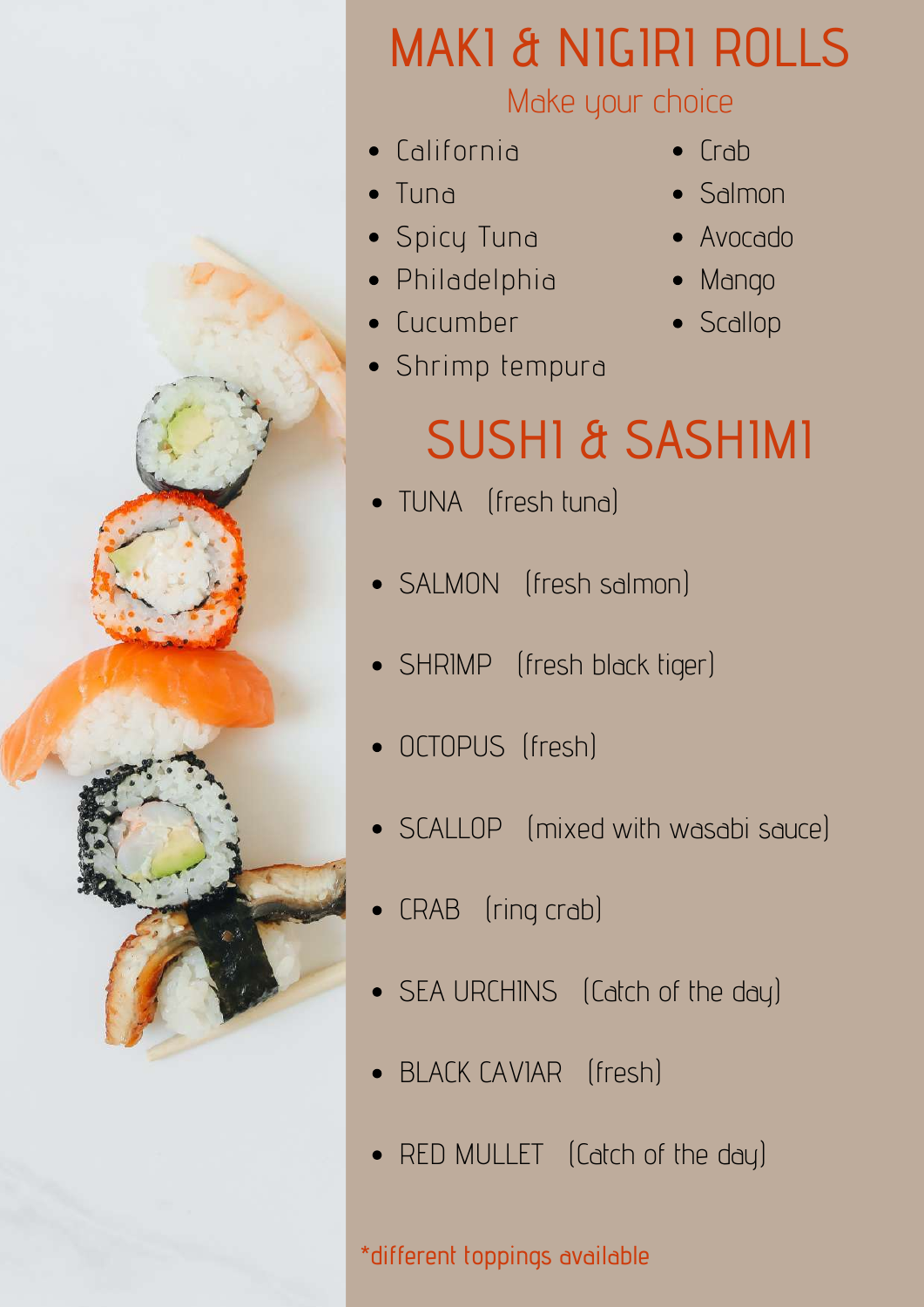# MAKI & NIGIRI ROLLS

## Make your choice

- California
- Tuna
- Spicy Tuna
- Philadelphia
- Cucumber
- Shrimp tempura
- Crab
- Salmon
- Avocado
- Mango
- Scallop

# SUSHI & SASHIMI

- TUNA (fresh tuna)
- SALMON (fresh salmon)
- SHRIMP (fresh black tiger)
- OCTOPUS (fresh)
- SCALLOP (mixed with wasabi sauce)
- CRAB (ring crab)
- SEA URCHINS (Catch of the day)
- BLACK CAVIAR (fresh)
- RED MULLET (Catch of the day)

*different toppings available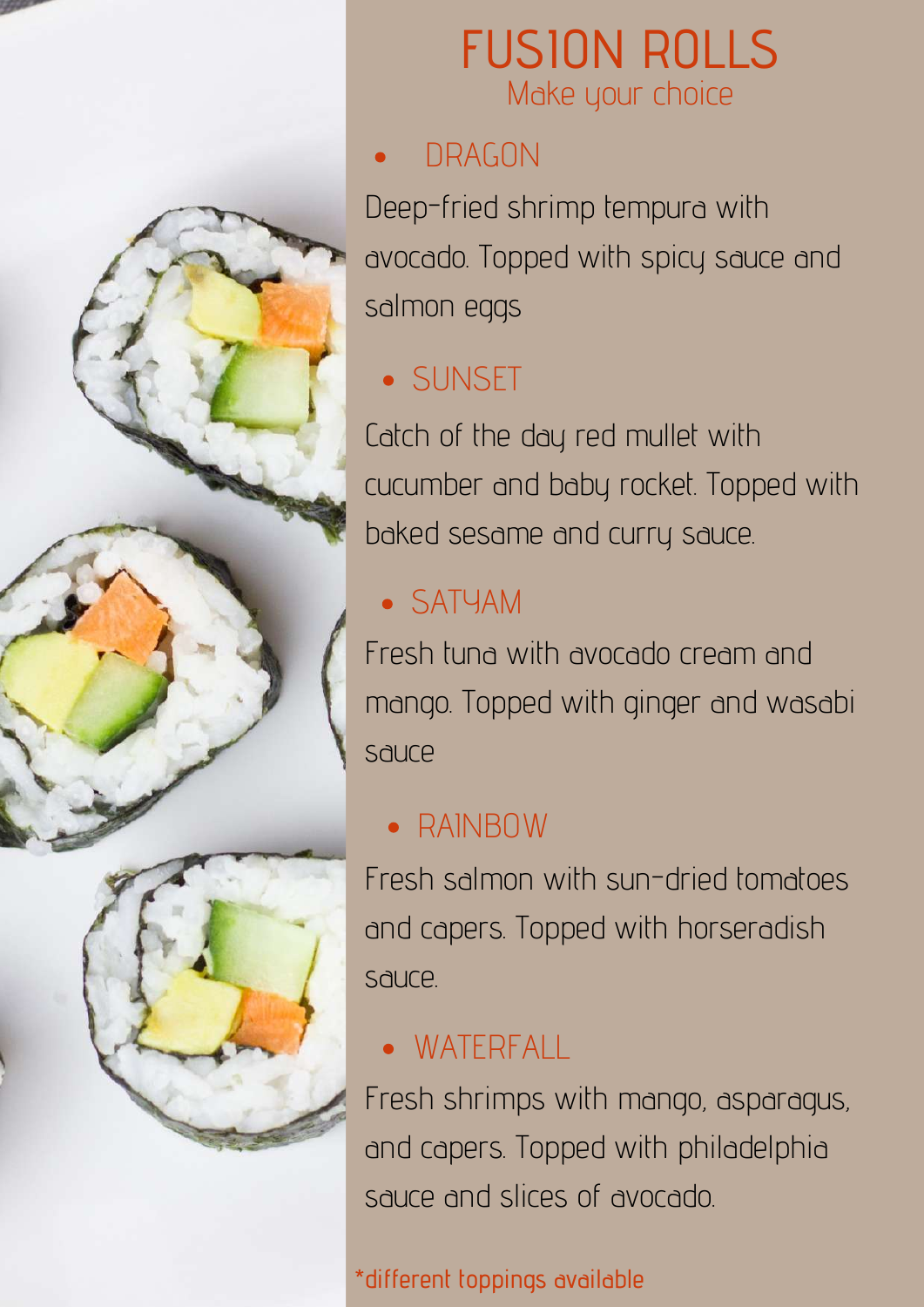# FUSION ROLLS

Make your choice

- DRAGON

Deep-fried shrimp tempura with avocado. Topped with spicy sauce and salmon eggs

- SUNSET

Catch of the day red mullet with cucumber and baby rocket. Topped with baked sesame and curry sauce.

- SATYAM

Fresh tuna with avocado cream and mango. Topped with ginger and wasabi sauce

- RAINBOW

Fresh salmon with sun-dried tomatoes and capers. Topped with horseradish sauce.

- WATERFALL

Fresh shrimps with mango, asparagus, and capers. Topped with philadelphia sauce and slices of avocado.

*different toppings available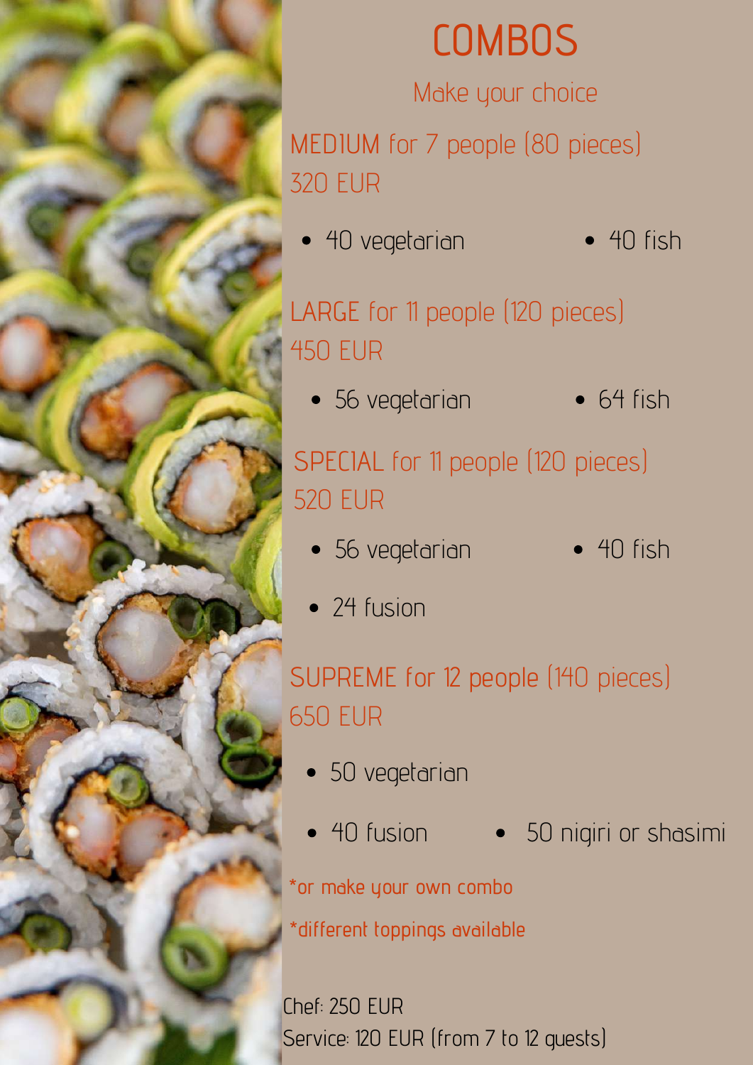# COMBOS

Make your choice

## MEDIUM for 7 people (80 pieces)

320 EUR

- 40 vegetarian
- 40 fish

## LARGE for 11 people (120 pieces)

450 EUR

- 56 vegetarian
- 64 fish

## SPECIAL for 11 people (120 pieces)

520 EUR

- 56 vegetarian
- 40 fish
- 24 fusion

## SUPREME for 12 people (140 pieces)

650 EUR

- 50 vegetarian
- 40 fusion
- 50 nigiri or shasimi

*or make your own combo

*different toppings available

Chef: 250 EUR

Service: 120 EUR (from 7 to 12 guests)